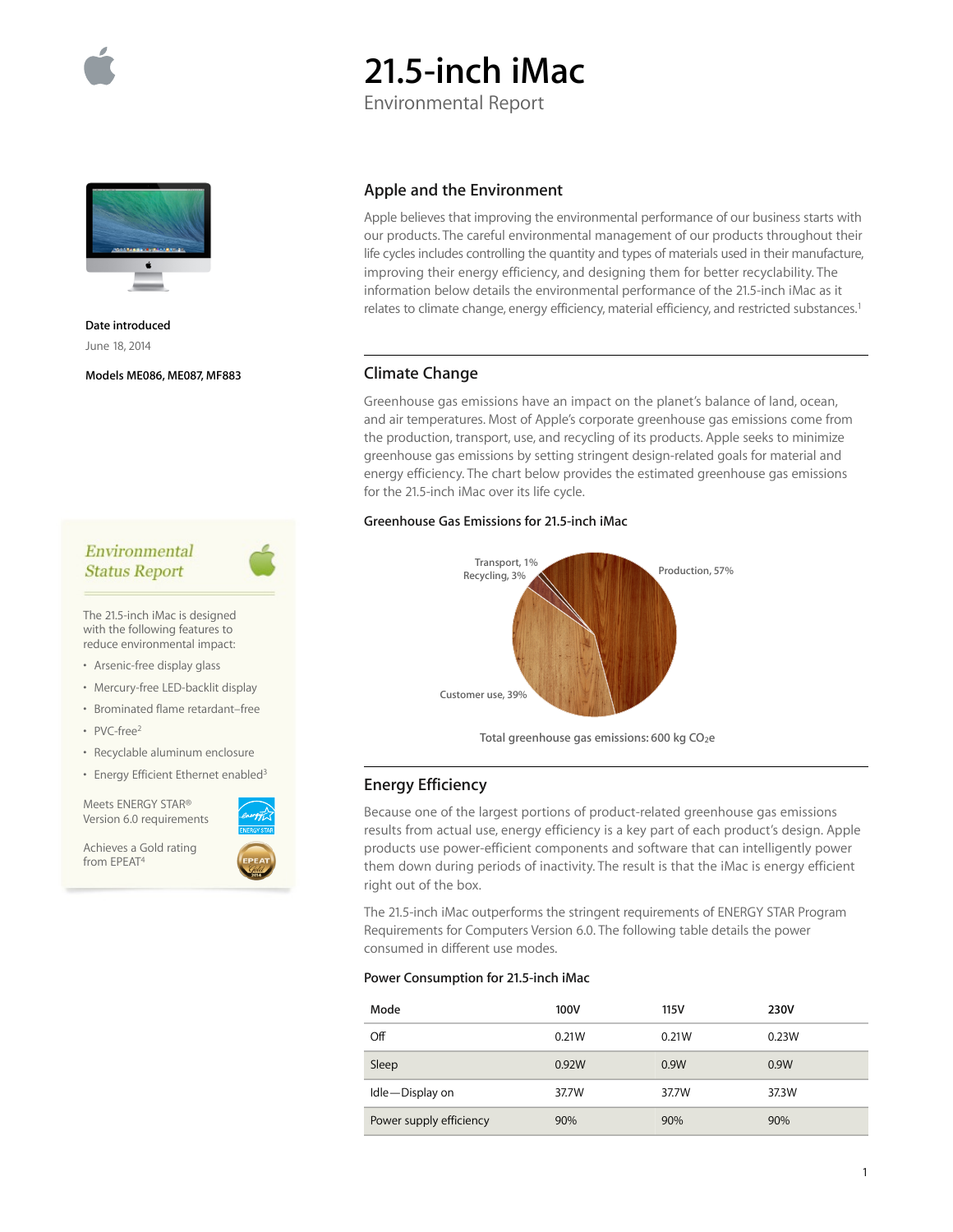# 21.5-inch iMac

Environmental Report

**Date introduced**

June 18, 2014

**Models ME086, ME087, MF883**

## Environmental Status Report

The 21.5-inch iMac is designed with the following features to reduce environmental impact:

- Arsenic-free display glass
- Mercury-free LED-backlit display
- Brominated flame retardant–free
- PVC-free[2]
- Recyclable aluminum enclosure
- Energy Efficient Ethernet enabled[3]

Meets ENERGY STAR® Version 6.0 requirements

Achieves a Gold rating from EPEAT[4]

## Apple and the Environment

Apple believes that improving the environmental performance of our business starts with our products. The careful environmental management of our products throughout their life cycles includes controlling the quantity and types of materials used in their manufacture, improving their energy efficiency, and designing them for better recyclability. The information below details the environmental performance of the 21.5-inch iMac as it relates to climate change, energy efficiency, material efficiency, and restricted substances.[1]

## Climate Change

Greenhouse gas emissions have an impact on the planet's balance of land, ocean, and air temperatures. Most of Apple's corporate greenhouse gas emissions come from the production, transport, use, and recycling of its products. Apple seeks to minimize greenhouse gas emissions by setting stringent design-related goals for material and energy efficiency. The chart below provides the estimated greenhouse gas emissions for the 21.5-inch iMac over its life cycle.

### Greenhouse Gas Emissions for 21.5-inch iMac

Production, 57%

Customer use, 39%

Recycling, 3%

Transport, 1%

Total greenhouse gas emissions: 600 kg $CO_2e$

## Energy Efficiency

Because one of the largest portions of product-related greenhouse gas emissions results from actual use, energy efficiency is a key part of each product's design. Apple products use power-efficient components and software that can intelligently power them down during periods of inactivity. The result is that the iMac is energy efficient right out of the box.

The 21.5-inch iMac outperforms the stringent requirements of ENERGY STAR Program Requirements for Computers Version 6.0. The following table details the power consumed in different use modes.

### Power Consumption for 21.5-inch iMac

| Mode | 100V | 115V | 230V |
|---|---|---|---|
| Off | 0.21W | 0.21W | 0.23W |
| Sleep | 0.92W | 0.9W | 0.9W |
| Idle—Display on | 37.7W | 37.7W | 37.3W |
| Power supply efficiency | 90% | 90% | 90% |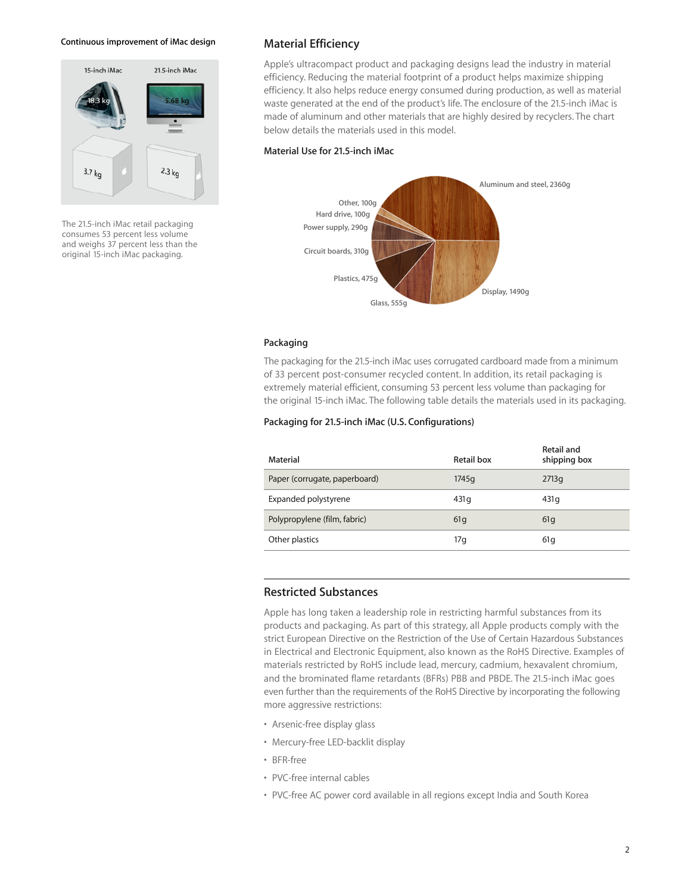**Continuous improvement of iMac design**

15-inch iMac 18.3 kg 3.7 kg

21.5-inch iMac 5.68 kg 2.3 kg

The 21.5-inch iMac retail packaging consumes 53 percent less volume and weighs 37 percent less than the original 15-inch iMac packaging.

## Material Efficiency

Apple's ultracompact product and packaging designs lead the industry in material efficiency. Reducing the material footprint of a product helps maximize shipping efficiency. It also helps reduce energy consumed during production, as well as material waste generated at the end of the product's life. The enclosure of the 21.5-inch iMac is made of aluminum and other materials that are highly desired by recyclers. The chart below details the materials used in this model.

### Material Use for 21.5-inch iMac

Aluminum and steel, 2360g

Display, 1490g

Glass, 555g

Plastics, 475g

Circuit boards, 310g

Power supply, 290g

Hard drive, 100g

Other, 100g

### Packaging

The packaging for the 21.5-inch iMac uses corrugated cardboard made from a minimum of 33 percent post-consumer recycled content. In addition, its retail packaging is extremely material efficient, consuming 53 percent less volume than packaging for the original 15-inch iMac. The following table details the materials used in its packaging.

### Packaging for 21.5-inch iMac (U.S. Configurations)

| Material | Retail box | Retail and shipping box |
| --- | --- | --- |
| Paper (corrugate, paperboard) | 1745g | 2713g |
| Expanded polystyrene | 431g | 431g |
| Polypropylene (film, fabric) | 61g | 61g |
| Other plastics | 17g | 61g |

## Restricted Substances

Apple has long taken a leadership role in restricting harmful substances from its products and packaging. As part of this strategy, all Apple products comply with the strict European Directive on the Restriction of the Use of Certain Hazardous Substances in Electrical and Electronic Equipment, also known as the RoHS Directive. Examples of materials restricted by RoHS include lead, mercury, cadmium, hexavalent chromium, and the brominated flame retardants (BFRs) PBB and PBDE. The 21.5-inch iMac goes even further than the requirements of the RoHS Directive by incorporating the following more aggressive restrictions:

- Arsenic-free display glass
- Mercury-free LED-backlit display
- BFR-free
- PVC-free internal cables
- PVC-free AC power cord available in all regions except India and South Korea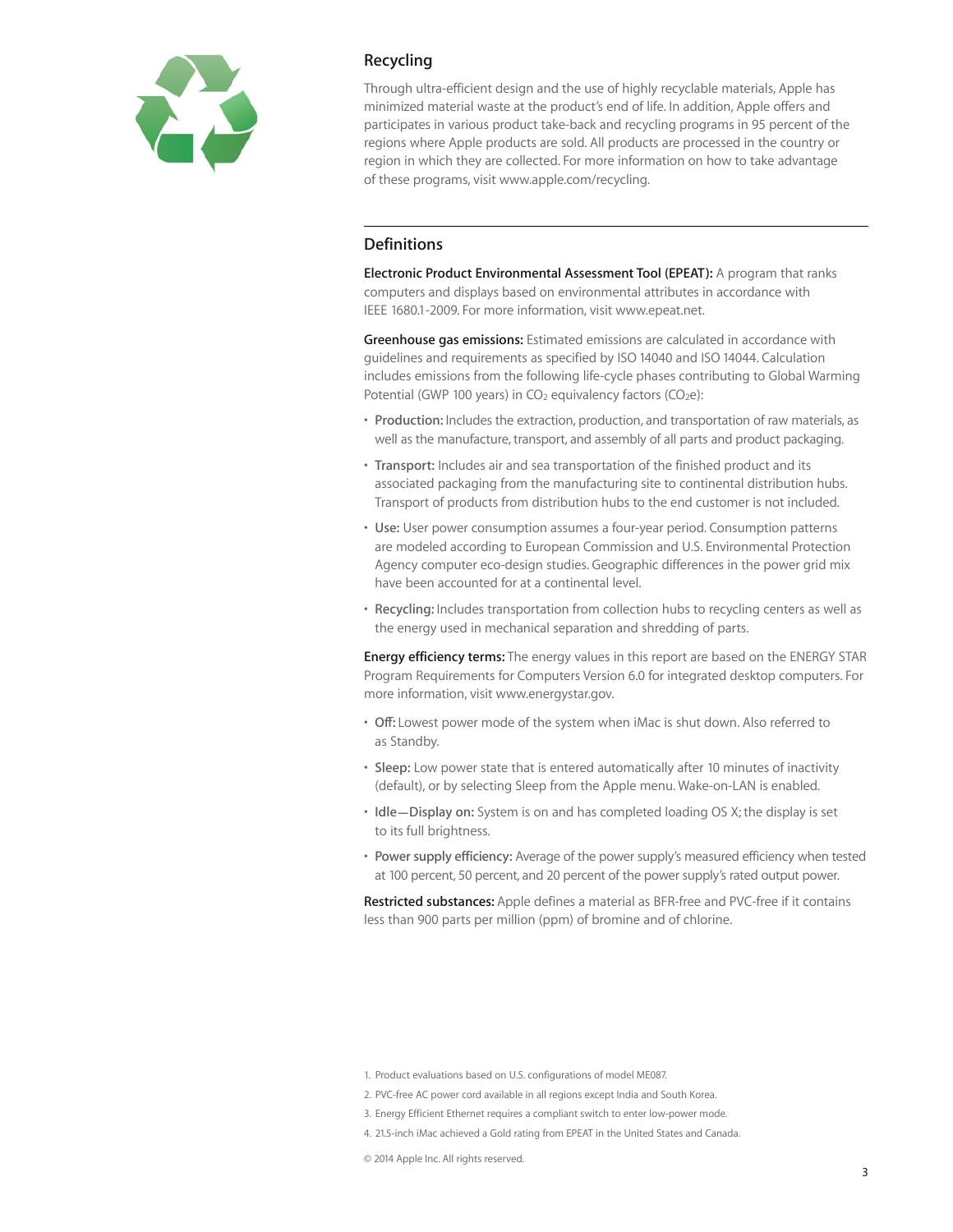## Recycling

Through ultra-efficient design and the use of highly recyclable materials, Apple has minimized material waste at the product's end of life. In addition, Apple offers and participates in various product take-back and recycling programs in 95 percent of the regions where Apple products are sold. All products are processed in the country or region in which they are collected. For more information on how to take advantage of these programs, visit www.apple.com/recycling.

## Definitions

**Electronic Product Environmental Assessment Tool (EPEAT):** A program that ranks computers and displays based on environmental attributes in accordance with IEEE 1680.1-2009. For more information, visit www.epeat.net.

**Greenhouse gas emissions:** Estimated emissions are calculated in accordance with guidelines and requirements as specified by ISO 14040 and ISO 14044. Calculation includes emissions from the following life-cycle phases contributing to Global Warming Potential (GWP 100 years) in $CO_2$ equivalency factors ($CO_2e$):

- **Production:** Includes the extraction, production, and transportation of raw materials, as well as the manufacture, transport, and assembly of all parts and product packaging.
- **Transport:** Includes air and sea transportation of the finished product and its associated packaging from the manufacturing site to continental distribution hubs. Transport of products from distribution hubs to the end customer is not included.
- **Use:** User power consumption assumes a four-year period. Consumption patterns are modeled according to European Commission and U.S. Environmental Protection Agency computer eco-design studies. Geographic differences in the power grid mix have been accounted for at a continental level.
- **Recycling:** Includes transportation from collection hubs to recycling centers as well as the energy used in mechanical separation and shredding of parts.

**Energy efficiency terms:** The energy values in this report are based on the ENERGY STAR Program Requirements for Computers Version 6.0 for integrated desktop computers. For more information, visit www.energystar.gov.

- **Off:** Lowest power mode of the system when iMac is shut down. Also referred to as Standby.
- **Sleep:** Low power state that is entered automatically after 10 minutes of inactivity (default), or by selecting Sleep from the Apple menu. Wake-on-LAN is enabled.
- **Idle—Display on:** System is on and has completed loading OS X; the display is set to its full brightness.
- **Power supply efficiency:** Average of the power supply's measured efficiency when tested at 100 percent, 50 percent, and 20 percent of the power supply's rated output power.

**Restricted substances:** Apple defines a material as BFR-free and PVC-free if it contains less than 900 parts per million (ppm) of bromine and of chlorine.

1. Product evaluations based on U.S. configurations of model ME087.
2. PVC-free AC power cord available in all regions except India and South Korea.
3. Energy Efficient Ethernet requires a compliant switch to enter low-power mode.
4. 21.5-inch iMac achieved a Gold rating from EPEAT in the United States and Canada.

© 2014 Apple Inc. All rights reserved.